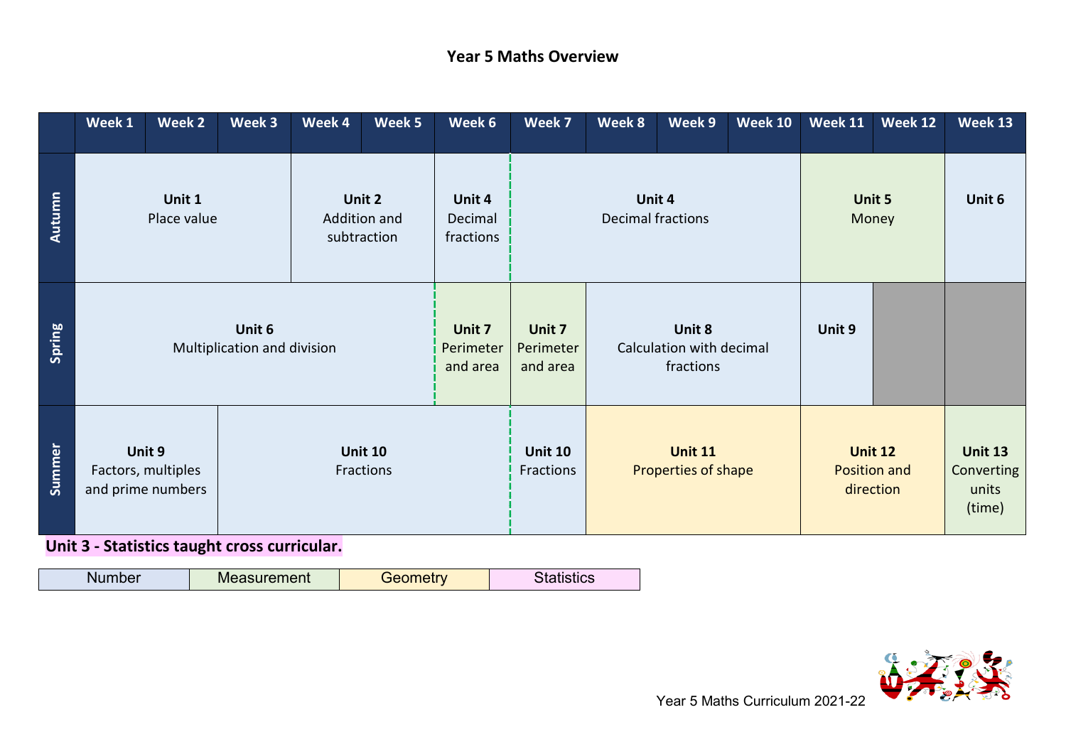# Year 5 Maths Overview

| | Week 1 | Week 2 | Week 3 | Week 4 | Week 5 | Week 6 | Week 7 | Week 8 | Week 9 | Week 10 | Week 11 | Week 12 | Week 13 |
|---|---|---|---|---|---|---|---|---|---|---|---|---|---|
| Autumn | **Unit 1** Place value | | | **Unit 2** Addition and subtraction | | **Unit 4** Decimal fractions | **Unit 4** Decimal fractions | | | | **Unit 5** Money | | **Unit 6** |
| Spring | **Unit 6** Multiplication and division | | | | | **Unit 7** Perimeter and area | **Unit 7** Perimeter and area | **Unit 8** Calculation with decimal fractions | | | **Unit 9** | | |
| Summer | **Unit 9** Factors, multiples and prime numbers | | **Unit 10** Fractions | | | | **Unit 10** Fractions | **Unit 11** Properties of shape | | | **Unit 12** Position and direction | | **Unit 13** Converting units (time) |

**Unit 3 - Statistics taught cross curricular.**

| Number | Measurement | Geometry | Statistics |
|---|---|---|---|

Year 5 Maths Curriculum 2021-22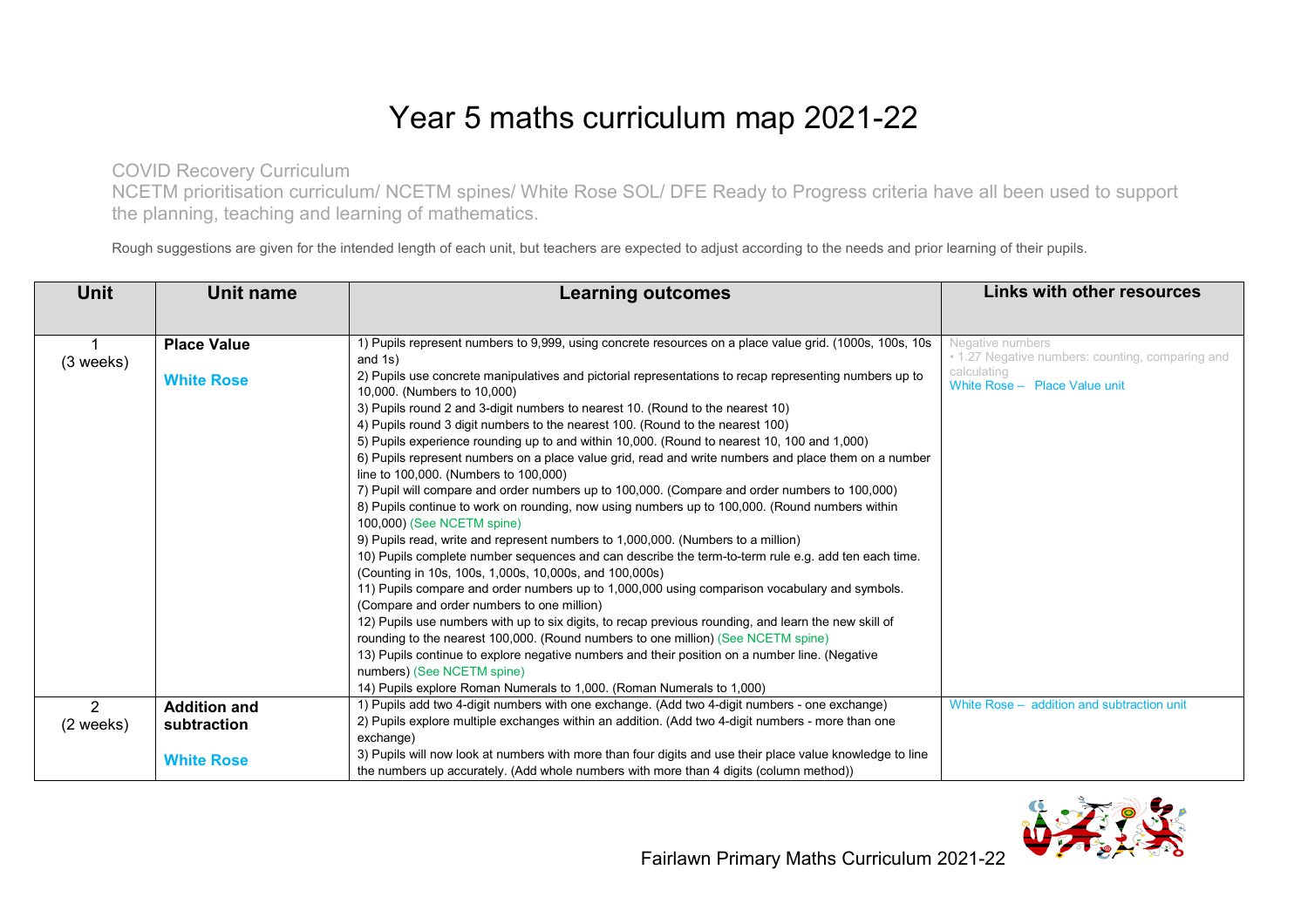# Year 5 maths curriculum map 2021-22

COVID Recovery Curriculum
NCETM prioritisation curriculum/ NCETM spines/ White Rose SOL/ DFE Ready to Progress criteria have all been used to support the planning, teaching and learning of mathematics.

Rough suggestions are given for the intended length of each unit, but teachers are expected to adjust according to the needs and prior learning of their pupils.

| Unit | Unit name | Learning outcomes | Links with other resources |
|---|---|---|---|
| 1 (3 weeks) | **Place Value**<br><br>**White Rose** | 1) Pupils represent numbers to 9,999, using concrete resources on a place value grid. (1000s, 100s, 10s and 1s)<br>2) Pupils use concrete manipulatives and pictorial representations to recap representing numbers up to 10,000. (Numbers to 10,000)<br>3) Pupils round 2 and 3-digit numbers to nearest 10. (Round to the nearest 10)<br>4) Pupils round 3 digit numbers to the nearest 100. (Round to the nearest 100)<br>5) Pupils experience rounding up to and within 10,000. (Round to nearest 10, 100 and 1,000)<br>6) Pupils represent numbers on a place value grid, read and write numbers and place them on a number line to 100,000. (Numbers to 100,000)<br>7) Pupil will compare and order numbers up to 100,000. (Compare and order numbers to 100,000)<br>8) Pupils continue to work on rounding, now using numbers up to 100,000. (Round numbers within 100,000) (See NCETM spine)<br>9) Pupils read, write and represent numbers to 1,000,000. (Numbers to a million)<br>10) Pupils complete number sequences and can describe the term-to-term rule e.g. add ten each time. (Counting in 10s, 100s, 1,000s, 10,000s, and 100,000s)<br>11) Pupils compare and order numbers up to 1,000,000 using comparison vocabulary and symbols. (Compare and order numbers to one million)<br>12) Pupils use numbers with up to six digits, to recap previous rounding, and learn the new skill of rounding to the nearest 100,000. (Round numbers to one million) (See NCETM spine)<br>13) Pupils continue to explore negative numbers and their position on a number line. (Negative numbers) (See NCETM spine)<br>14) Pupils explore Roman Numerals to 1,000. (Roman Numerals to 1,000) | Negative numbers<br>• 1.27 Negative numbers: counting, comparing and calculating<br>White Rose – Place Value unit |
| 2 (2 weeks) | **Addition and subtraction**<br><br>**White Rose** | 1) Pupils add two 4-digit numbers with one exchange. (Add two 4-digit numbers - one exchange)<br>2) Pupils explore multiple exchanges within an addition. (Add two 4-digit numbers - more than one exchange)<br>3) Pupils will now look at numbers with more than four digits and use their place value knowledge to line the numbers up accurately. (Add whole numbers with more than 4 digits (column method)) | White Rose – addition and subtraction unit |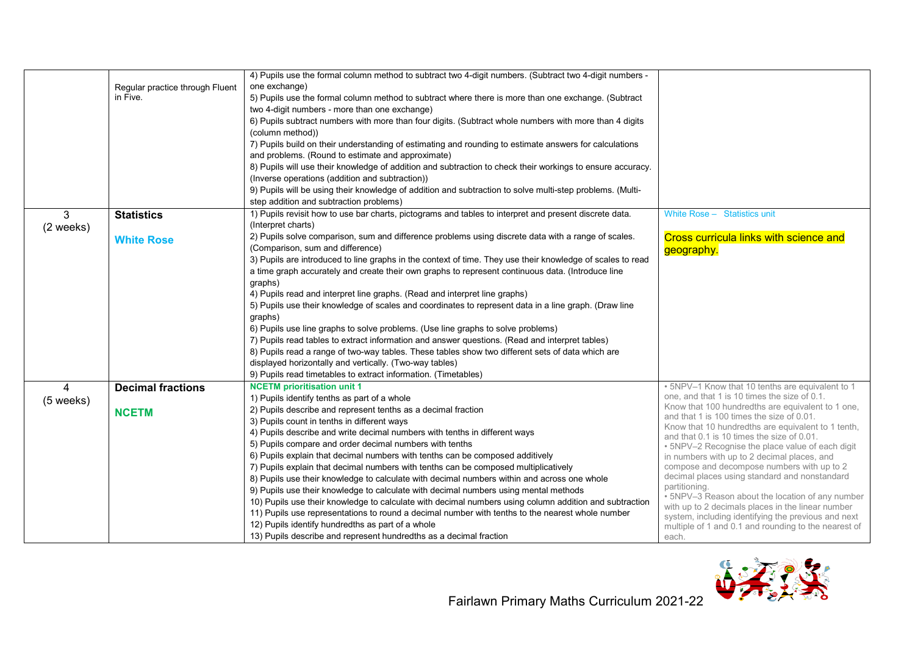| | | | |
|---|---|---|---|
| | Regular practice through Fluent in Five. | 4) Pupils use the formal column method to subtract two 4-digit numbers. (Subtract two 4-digit numbers - one exchange)<br>5) Pupils use the formal column method to subtract where there is more than one exchange. (Subtract two 4-digit numbers - more than one exchange)<br>6) Pupils subtract numbers with more than four digits. (Subtract whole numbers with more than 4 digits (column method))<br>7) Pupils build on their understanding of estimating and rounding to estimate answers for calculations and problems. (Round to estimate and approximate)<br>8) Pupils will use their knowledge of addition and subtraction to check their workings to ensure accuracy. (Inverse operations (addition and subtraction))<br>9) Pupils will be using their knowledge of addition and subtraction to solve multi-step problems. (Multi-step addition and subtraction problems) | |
| 3<br>(2 weeks) | **Statistics**<br><br>**White Rose** | 1) Pupils revisit how to use bar charts, pictograms and tables to interpret and present discrete data. (Interpret charts)<br>2) Pupils solve comparison, sum and difference problems using discrete data with a range of scales. (Comparison, sum and difference)<br>3) Pupils are introduced to line graphs in the context of time. They use their knowledge of scales to read a time graph accurately and create their own graphs to represent continuous data. (Introduce line graphs)<br>4) Pupils read and interpret line graphs. (Read and interpret line graphs)<br>5) Pupils use their knowledge of scales and coordinates to represent data in a line graph. (Draw line graphs)<br>6) Pupils use line graphs to solve problems. (Use line graphs to solve problems)<br>7) Pupils read tables to extract information and answer questions. (Read and interpret tables)<br>8) Pupils read a range of two-way tables. These tables show two different sets of data which are displayed horizontally and vertically. (Two-way tables)<br>9) Pupils read timetables to extract information. (Timetables) | White Rose – Statistics unit<br><br>Cross curricula links with science and geography. |
| 4<br>(5 weeks) | **Decimal fractions**<br><br>**NCETM** | **NCETM prioritisation unit 1**<br>1) Pupils identify tenths as part of a whole<br>2) Pupils describe and represent tenths as a decimal fraction<br>3) Pupils count in tenths in different ways<br>4) Pupils describe and write decimal numbers with tenths in different ways<br>5) Pupils compare and order decimal numbers with tenths<br>6) Pupils explain that decimal numbers with tenths can be composed additively<br>7) Pupils explain that decimal numbers with tenths can be composed multiplicatively<br>8) Pupils use their knowledge to calculate with decimal numbers within and across one whole<br>9) Pupils use their knowledge to calculate with decimal numbers using mental methods<br>10) Pupils use their knowledge to calculate with decimal numbers using column addition and subtraction<br>11) Pupils use representations to round a decimal number with tenths to the nearest whole number<br>12) Pupils identify hundredths as part of a whole<br>13) Pupils describe and represent hundredths as a decimal fraction | • 5NPV–1 Know that 10 tenths are equivalent to 1 one, and that 1 is 10 times the size of 0.1.<br>Know that 100 hundredths are equivalent to 1 one, and that 1 is 100 times the size of 0.01.<br>Know that 10 hundredths are equivalent to 1 tenth, and that 0.1 is 10 times the size of 0.01.<br>• 5NPV–2 Recognise the place value of each digit in numbers with up to 2 decimal places, and compose and decompose numbers with up to 2 decimal places using standard and nonstandard partitioning.<br>• 5NPV–3 Reason about the location of any number with up to 2 decimals places in the linear number system, including identifying the previous and next multiple of 1 and 0.1 and rounding to the nearest of each. |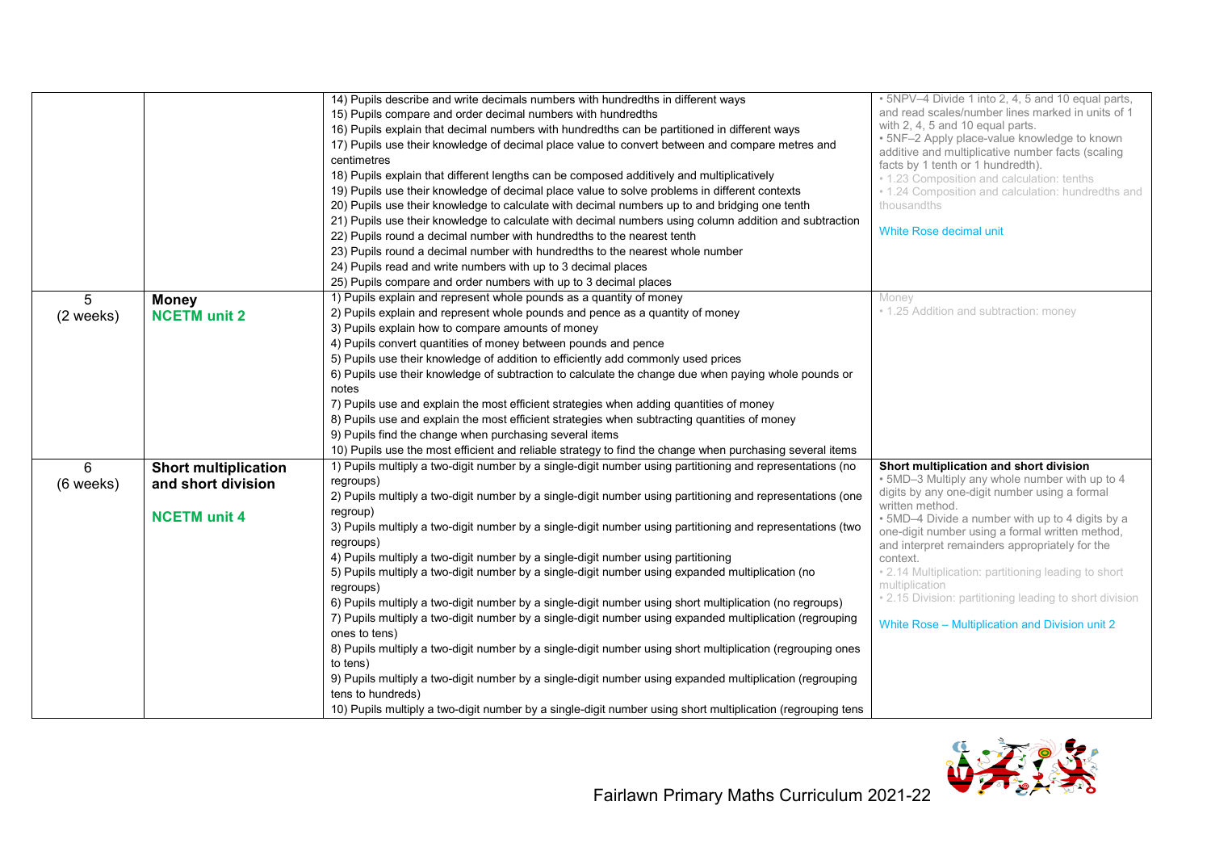| | | | |
|---|---|---|---|
| | | 14) Pupils describe and write decimals numbers with hundredths in different ways<br>15) Pupils compare and order decimal numbers with hundredths<br>16) Pupils explain that decimal numbers with hundredths can be partitioned in different ways<br>17) Pupils use their knowledge of decimal place value to convert between and compare metres and centimetres<br>18) Pupils explain that different lengths can be composed additively and multiplicatively<br>19) Pupils use their knowledge of decimal place value to solve problems in different contexts<br>20) Pupils use their knowledge to calculate with decimal numbers up to and bridging one tenth<br>21) Pupils use their knowledge to calculate with decimal numbers using column addition and subtraction<br>22) Pupils round a decimal number with hundredths to the nearest tenth<br>23) Pupils round a decimal number with hundredths to the nearest whole number<br>24) Pupils read and write numbers with up to 3 decimal places<br>25) Pupils compare and order numbers with up to 3 decimal places | • 5NPV–4 Divide 1 into 2, 4, 5 and 10 equal parts, and read scales/number lines marked in units of 1 with 2, 4, 5 and 10 equal parts.<br>• 5NF–2 Apply place-value knowledge to known additive and multiplicative number facts (scaling facts by 1 tenth or 1 hundredth).<br>• 1.23 Composition and calculation: tenths<br>• 1.24 Composition and calculation: hundredths and thousandths<br><br>White Rose decimal unit |
| 5<br>(2 weeks) | **Money**<br>**NCETM unit 2** | 1) Pupils explain and represent whole pounds as a quantity of money<br>2) Pupils explain and represent whole pounds and pence as a quantity of money<br>3) Pupils explain how to compare amounts of money<br>4) Pupils convert quantities of money between pounds and pence<br>5) Pupils use their knowledge of addition to efficiently add commonly used prices<br>6) Pupils use their knowledge of subtraction to calculate the change due when paying whole pounds or notes<br>7) Pupils use and explain the most efficient strategies when adding quantities of money<br>8) Pupils use and explain the most efficient strategies when subtracting quantities of money<br>9) Pupils find the change when purchasing several items<br>10) Pupils use the most efficient and reliable strategy to find the change when purchasing several items | Money<br>• 1.25 Addition and subtraction: money |
| 6<br>(6 weeks) | **Short multiplication and short division**<br><br>**NCETM unit 4** | 1) Pupils multiply a two-digit number by a single-digit number using partitioning and representations (no regroups)<br>2) Pupils multiply a two-digit number by a single-digit number using partitioning and representations (one regroup)<br>3) Pupils multiply a two-digit number by a single-digit number using partitioning and representations (two regroups)<br>4) Pupils multiply a two-digit number by a single-digit number using partitioning<br>5) Pupils multiply a two-digit number by a single-digit number using expanded multiplication (no regroups)<br>6) Pupils multiply a two-digit number by a single-digit number using short multiplication (no regroups)<br>7) Pupils multiply a two-digit number by a single-digit number using expanded multiplication (regrouping ones to tens)<br>8) Pupils multiply a two-digit number by a single-digit number using short multiplication (regrouping ones to tens)<br>9) Pupils multiply a two-digit number by a single-digit number using expanded multiplication (regrouping tens to hundreds)<br>10) Pupils multiply a two-digit number by a single-digit number using short multiplication (regrouping tens | **Short multiplication and short division**<br>• 5MD–3 Multiply any whole number with up to 4 digits by any one-digit number using a formal written method.<br>• 5MD–4 Divide a number with up to 4 digits by a one-digit number using a formal written method, and interpret remainders appropriately for the context.<br>• 2.14 Multiplication: partitioning leading to short multiplication<br>• 2.15 Division: partitioning leading to short division<br><br>White Rose – Multiplication and Division unit 2 |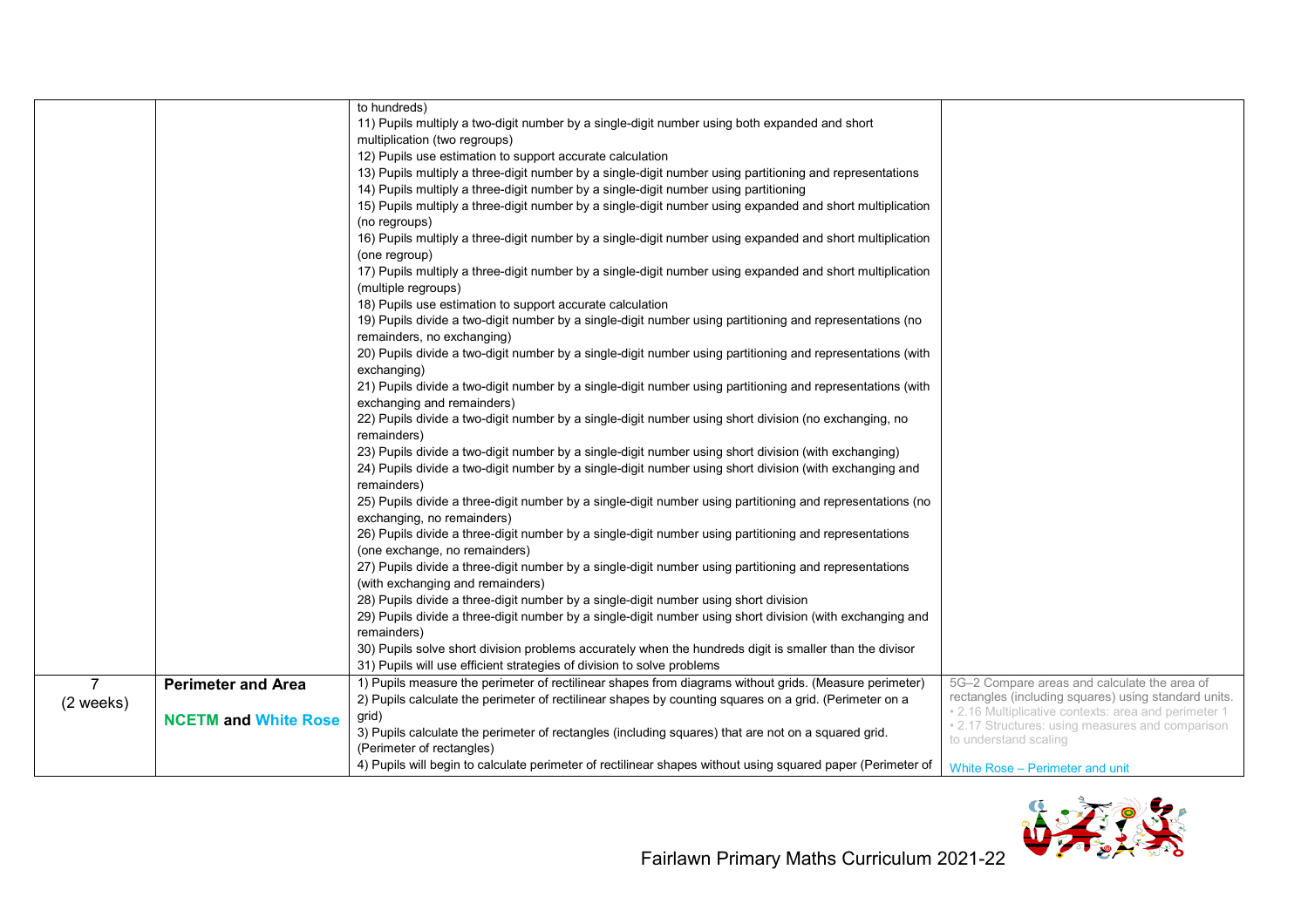| | | | |
|---|---|---|---|
| | | to hundreds)<br>11) Pupils multiply a two-digit number by a single-digit number using both expanded and short multiplication (two regroups)<br>12) Pupils use estimation to support accurate calculation<br>13) Pupils multiply a three-digit number by a single-digit number using partitioning and representations<br>14) Pupils multiply a three-digit number by a single-digit number using partitioning<br>15) Pupils multiply a three-digit number by a single-digit number using expanded and short multiplication (no regroups)<br>16) Pupils multiply a three-digit number by a single-digit number using expanded and short multiplication (one regroup)<br>17) Pupils multiply a three-digit number by a single-digit number using expanded and short multiplication (multiple regroups)<br>18) Pupils use estimation to support accurate calculation<br>19) Pupils divide a two-digit number by a single-digit number using partitioning and representations (no remainders, no exchanging)<br>20) Pupils divide a two-digit number by a single-digit number using partitioning and representations (with exchanging)<br>21) Pupils divide a two-digit number by a single-digit number using partitioning and representations (with exchanging and remainders)<br>22) Pupils divide a two-digit number by a single-digit number using short division (no exchanging, no remainders)<br>23) Pupils divide a two-digit number by a single-digit number using short division (with exchanging)<br>24) Pupils divide a two-digit number by a single-digit number using short division (with exchanging and remainders)<br>25) Pupils divide a three-digit number by a single-digit number using partitioning and representations (no exchanging, no remainders)<br>26) Pupils divide a three-digit number by a single-digit number using partitioning and representations (one exchange, no remainders)<br>27) Pupils divide a three-digit number by a single-digit number using partitioning and representations (with exchanging and remainders)<br>28) Pupils divide a three-digit number by a single-digit number using short division<br>29) Pupils divide a three-digit number by a single-digit number using short division (with exchanging and remainders)<br>30) Pupils solve short division problems accurately when the hundreds digit is smaller than the divisor<br>31) Pupils will use efficient strategies of division to solve problems | |
| 7<br>(2 weeks) | **Perimeter and Area**<br><br>**NCETM and White Rose** | 1) Pupils measure the perimeter of rectilinear shapes from diagrams without grids. (Measure perimeter)<br>2) Pupils calculate the perimeter of rectilinear shapes by counting squares on a grid. (Perimeter on a grid)<br>3) Pupils calculate the perimeter of rectangles (including squares) that are not on a squared grid. (Perimeter of rectangles)<br>4) Pupils will begin to calculate perimeter of rectilinear shapes without using squared paper (Perimeter of | 5G–2 Compare areas and calculate the area of rectangles (including squares) using standard units.<br>• 2.16 Multiplicative contexts: area and perimeter 1<br>• 2.17 Structures: using measures and comparison to understand scaling<br><br>White Rose – Perimeter and unit |

Fairlawn Primary Maths Curriculum 2021-22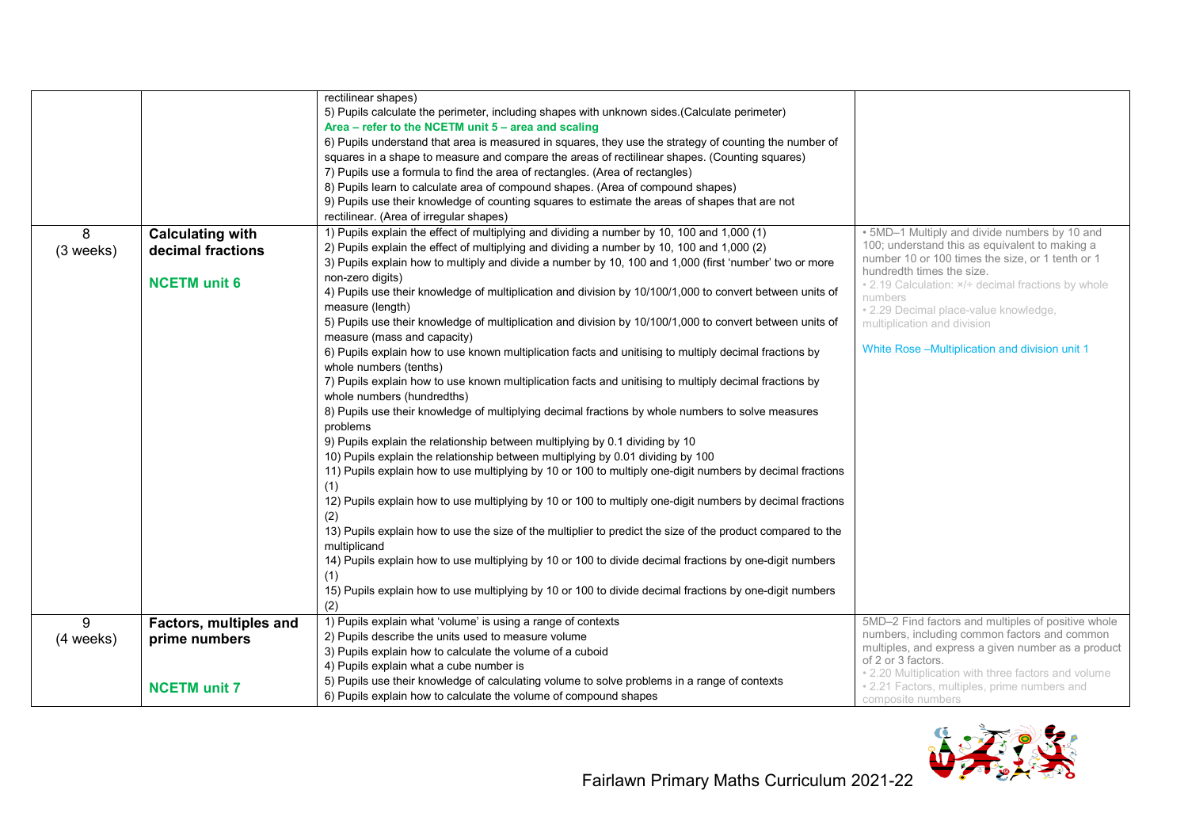| | | | |
|---|---|---|---|
| | | rectilinear shapes)<br>5) Pupils calculate the perimeter, including shapes with unknown sides.(Calculate perimeter)<br>**Area – refer to the NCETM unit 5 – area and scaling**<br>6) Pupils understand that area is measured in squares, they use the strategy of counting the number of squares in a shape to measure and compare the areas of rectilinear shapes. (Counting squares)<br>7) Pupils use a formula to find the area of rectangles. (Area of rectangles)<br>8) Pupils learn to calculate area of compound shapes. (Area of compound shapes)<br>9) Pupils use their knowledge of counting squares to estimate the areas of shapes that are not rectilinear. (Area of irregular shapes) | |
| 8<br>(3 weeks) | **Calculating with decimal fractions**<br><br>**NCETM unit 6** | 1) Pupils explain the effect of multiplying and dividing a number by 10, 100 and 1,000 (1)<br>2) Pupils explain the effect of multiplying and dividing a number by 10, 100 and 1,000 (2)<br>3) Pupils explain how to multiply and divide a number by 10, 100 and 1,000 (first 'number' two or more non-zero digits)<br>4) Pupils use their knowledge of multiplication and division by 10/100/1,000 to convert between units of measure (length)<br>5) Pupils use their knowledge of multiplication and division by 10/100/1,000 to convert between units of measure (mass and capacity)<br>6) Pupils explain how to use known multiplication facts and unitising to multiply decimal fractions by whole numbers (tenths)<br>7) Pupils explain how to use known multiplication facts and unitising to multiply decimal fractions by whole numbers (hundredths)<br>8) Pupils use their knowledge of multiplying decimal fractions by whole numbers to solve measures problems<br>9) Pupils explain the relationship between multiplying by 0.1 dividing by 10<br>10) Pupils explain the relationship between multiplying by 0.01 dividing by 100<br>11) Pupils explain how to use multiplying by 10 or 100 to multiply one-digit numbers by decimal fractions (1)<br>12) Pupils explain how to use multiplying by 10 or 100 to multiply one-digit numbers by decimal fractions (2)<br>13) Pupils explain how to use the size of the multiplier to predict the size of the product compared to the multiplicand<br>14) Pupils explain how to use multiplying by 10 or 100 to divide decimal fractions by one-digit numbers (1)<br>15) Pupils explain how to use multiplying by 10 or 100 to divide decimal fractions by one-digit numbers (2) | • 5MD–1 Multiply and divide numbers by 10 and 100; understand this as equivalent to making a number 10 or 100 times the size, or 1 tenth or 1 hundredth times the size.<br>• 2.19 Calculation: ×/÷ decimal fractions by whole numbers<br>• 2.29 Decimal place-value knowledge, multiplication and division<br><br>White Rose –Multiplication and division unit 1 |
| 9<br>(4 weeks) | **Factors, multiples and prime numbers**<br><br>**NCETM unit 7** | 1) Pupils explain what 'volume' is using a range of contexts<br>2) Pupils describe the units used to measure volume<br>3) Pupils explain how to calculate the volume of a cuboid<br>4) Pupils explain what a cube number is<br>5) Pupils use their knowledge of calculating volume to solve problems in a range of contexts<br>6) Pupils explain how to calculate the volume of compound shapes | 5MD–2 Find factors and multiples of positive whole numbers, including common factors and common multiples, and express a given number as a product of 2 or 3 factors.<br>• 2.20 Multiplication with three factors and volume<br>• 2.21 Factors, multiples, prime numbers and composite numbers |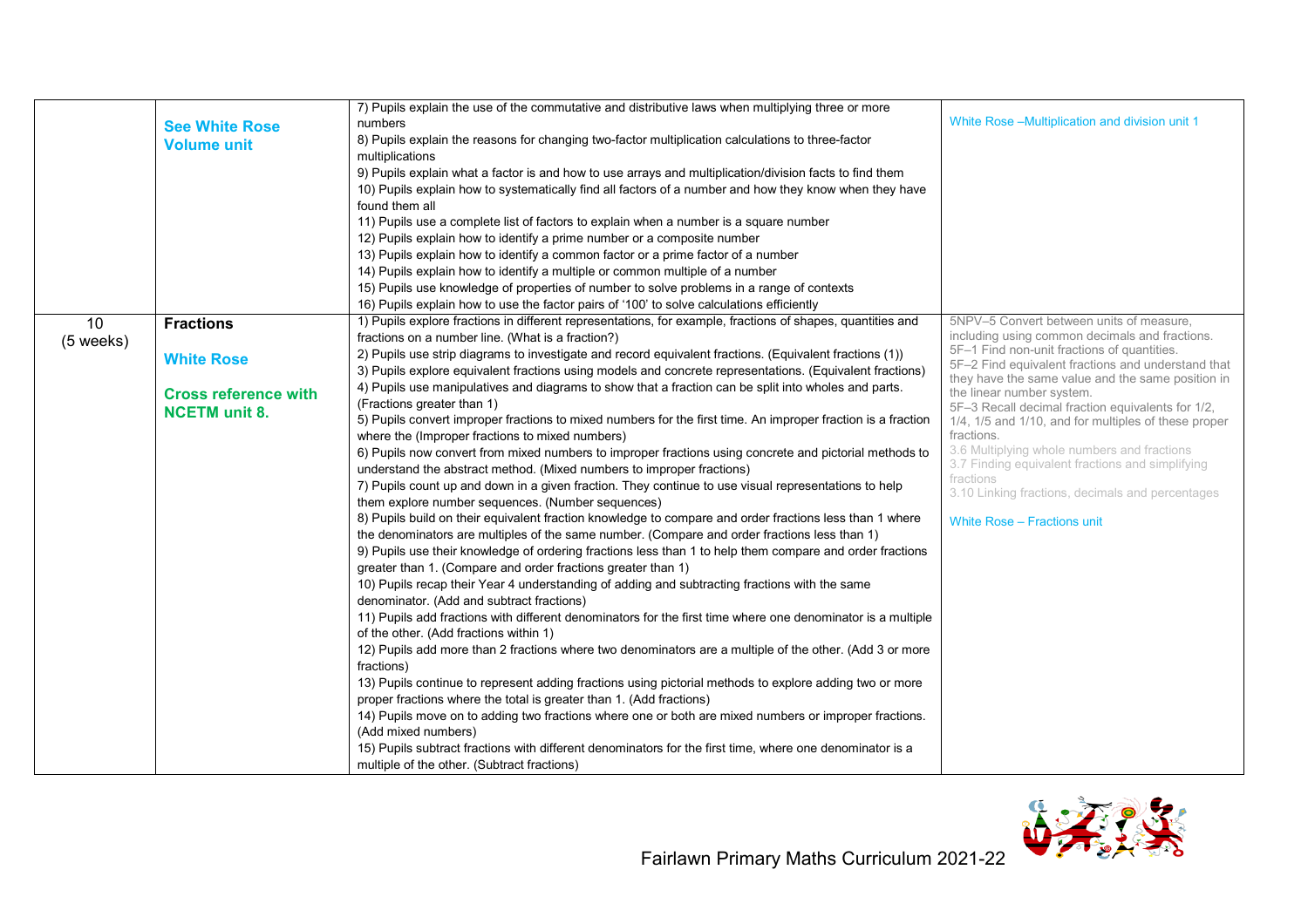| | | | |
|---|---|---|---|
| | **See White Rose Volume unit** | 7) Pupils explain the use of the commutative and distributive laws when multiplying three or more numbers<br>8) Pupils explain the reasons for changing two-factor multiplication calculations to three-factor multiplications<br>9) Pupils explain what a factor is and how to use arrays and multiplication/division facts to find them<br>10) Pupils explain how to systematically find all factors of a number and how they know when they have found them all<br>11) Pupils use a complete list of factors to explain when a number is a square number<br>12) Pupils explain how to identify a prime number or a composite number<br>13) Pupils explain how to identify a common factor or a prime factor of a number<br>14) Pupils explain how to identify a multiple or common multiple of a number<br>15) Pupils use knowledge of properties of number to solve problems in a range of contexts<br>16) Pupils explain how to use the factor pairs of '100' to solve calculations efficiently | White Rose –Multiplication and division unit 1 |
| 10 (5 weeks) | **Fractions**<br><br>**White Rose**<br><br>**Cross reference with NCETM unit 8.** | 1) Pupils explore fractions in different representations, for example, fractions of shapes, quantities and fractions on a number line. (What is a fraction?)<br>2) Pupils use strip diagrams to investigate and record equivalent fractions. (Equivalent fractions (1))<br>3) Pupils explore equivalent fractions using models and concrete representations. (Equivalent fractions)<br>4) Pupils use manipulatives and diagrams to show that a fraction can be split into wholes and parts. (Fractions greater than 1)<br>5) Pupils convert improper fractions to mixed numbers for the first time. An improper fraction is a fraction where the (Improper fractions to mixed numbers)<br>6) Pupils now convert from mixed numbers to improper fractions using concrete and pictorial methods to understand the abstract method. (Mixed numbers to improper fractions)<br>7) Pupils count up and down in a given fraction. They continue to use visual representations to help them explore number sequences. (Number sequences)<br>8) Pupils build on their equivalent fraction knowledge to compare and order fractions less than 1 where the denominators are multiples of the same number. (Compare and order fractions less than 1)<br>9) Pupils use their knowledge of ordering fractions less than 1 to help them compare and order fractions greater than 1. (Compare and order fractions greater than 1)<br>10) Pupils recap their Year 4 understanding of adding and subtracting fractions with the same denominator. (Add and subtract fractions)<br>11) Pupils add fractions with different denominators for the first time where one denominator is a multiple of the other. (Add fractions within 1)<br>12) Pupils add more than 2 fractions where two denominators are a multiple of the other. (Add 3 or more fractions)<br>13) Pupils continue to represent adding fractions using pictorial methods to explore adding two or more proper fractions where the total is greater than 1. (Add fractions)<br>14) Pupils move on to adding two fractions where one or both are mixed numbers or improper fractions. (Add mixed numbers)<br>15) Pupils subtract fractions with different denominators for the first time, where one denominator is a multiple of the other. (Subtract fractions) | 5NPV–5 Convert between units of measure, including using common decimals and fractions.<br>5F–1 Find non-unit fractions of quantities.<br>5F–2 Find equivalent fractions and understand that they have the same value and the same position in the linear number system.<br>5F–3 Recall decimal fraction equivalents for 1/2, 1/4, 1/5 and 1/10, and for multiples of these proper fractions.<br>3.6 Multiplying whole numbers and fractions<br>3.7 Finding equivalent fractions and simplifying fractions<br>3.10 Linking fractions, decimals and percentages<br><br>White Rose – Fractions unit |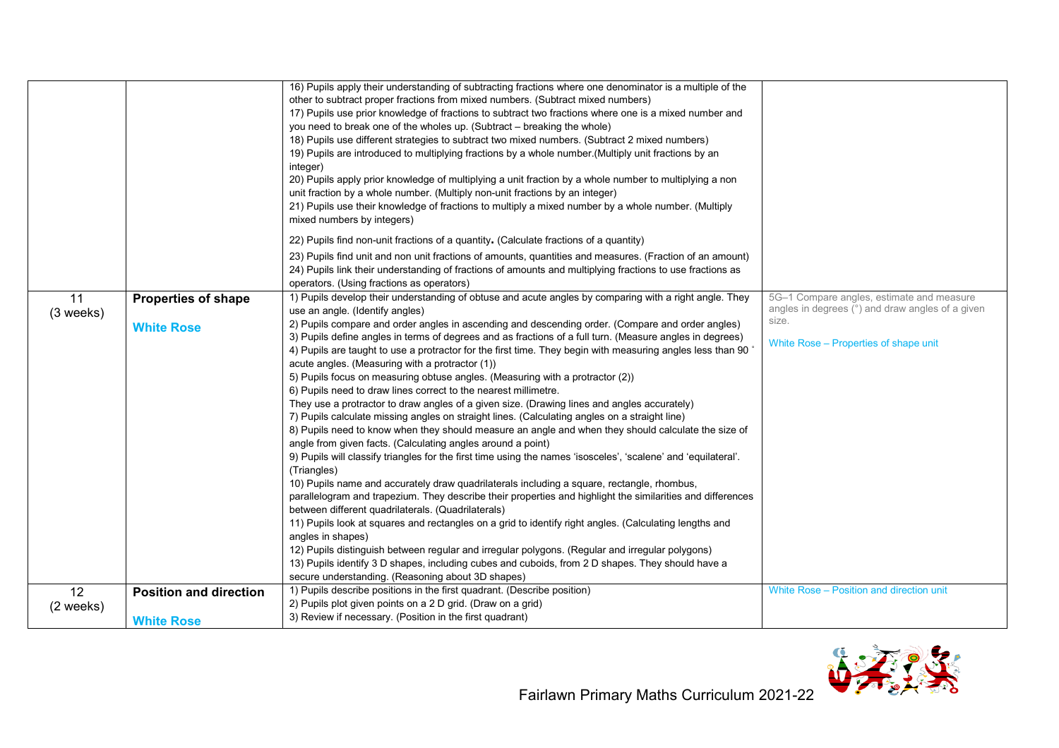| | | | |
|---|---|---|---|
| | | 16) Pupils apply their understanding of subtracting fractions where one denominator is a multiple of the other to subtract proper fractions from mixed numbers. (Subtract mixed numbers)<br>17) Pupils use prior knowledge of fractions to subtract two fractions where one is a mixed number and you need to break one of the wholes up. (Subtract – breaking the whole)<br>18) Pupils use different strategies to subtract two mixed numbers. (Subtract 2 mixed numbers)<br>19) Pupils are introduced to multiplying fractions by a whole number.(Multiply unit fractions by an integer)<br>20) Pupils apply prior knowledge of multiplying a unit fraction by a whole number to multiplying a non unit fraction by a whole number. (Multiply non-unit fractions by an integer)<br>21) Pupils use their knowledge of fractions to multiply a mixed number by a whole number. (Multiply mixed numbers by integers)<br>22) Pupils find non-unit fractions of a quantity**.** (Calculate fractions of a quantity)<br>23) Pupils find unit and non unit fractions of amounts, quantities and measures. (Fraction of an amount)<br>24) Pupils link their understanding of fractions of amounts and multiplying fractions to use fractions as operators. (Using fractions as operators) | |
| 11<br>(3 weeks) | **Properties of shape**<br><br>**White Rose** | 1) Pupils develop their understanding of obtuse and acute angles by comparing with a right angle. They use an angle. (Identify angles)<br>2) Pupils compare and order angles in ascending and descending order. (Compare and order angles)<br>3) Pupils define angles in terms of degrees and as fractions of a full turn. (Measure angles in degrees)<br>4) Pupils are taught to use a protractor for the first time. They begin with measuring angles less than 90 ° acute angles. (Measuring with a protractor (1))<br>5) Pupils focus on measuring obtuse angles. (Measuring with a protractor (2))<br>6) Pupils need to draw lines correct to the nearest millimetre.<br>They use a protractor to draw angles of a given size. (Drawing lines and angles accurately)<br>7) Pupils calculate missing angles on straight lines. (Calculating angles on a straight line)<br>8) Pupils need to know when they should measure an angle and when they should calculate the size of angle from given facts. (Calculating angles around a point)<br>9) Pupils will classify triangles for the first time using the names 'isosceles', 'scalene' and 'equilateral'. (Triangles)<br>10) Pupils name and accurately draw quadrilaterals including a square, rectangle, rhombus, parallelogram and trapezium. They describe their properties and highlight the similarities and differences between different quadrilaterals. (Quadrilaterals)<br>11) Pupils look at squares and rectangles on a grid to identify right angles. (Calculating lengths and angles in shapes)<br>12) Pupils distinguish between regular and irregular polygons. (Regular and irregular polygons)<br>13) Pupils identify 3 D shapes, including cubes and cuboids, from 2 D shapes. They should have a secure understanding. (Reasoning about 3D shapes) | 5G–1 Compare angles, estimate and measure angles in degrees (°) and draw angles of a given size.<br><br>White Rose – Properties of shape unit |
| 12<br>(2 weeks) | **Position and direction**<br><br>**White Rose** | 1) Pupils describe positions in the first quadrant. (Describe position)<br>2) Pupils plot given points on a 2 D grid. (Draw on a grid)<br>3) Review if necessary. (Position in the first quadrant) | White Rose – Position and direction unit |

Fairlawn Primary Maths Curriculum 2021-22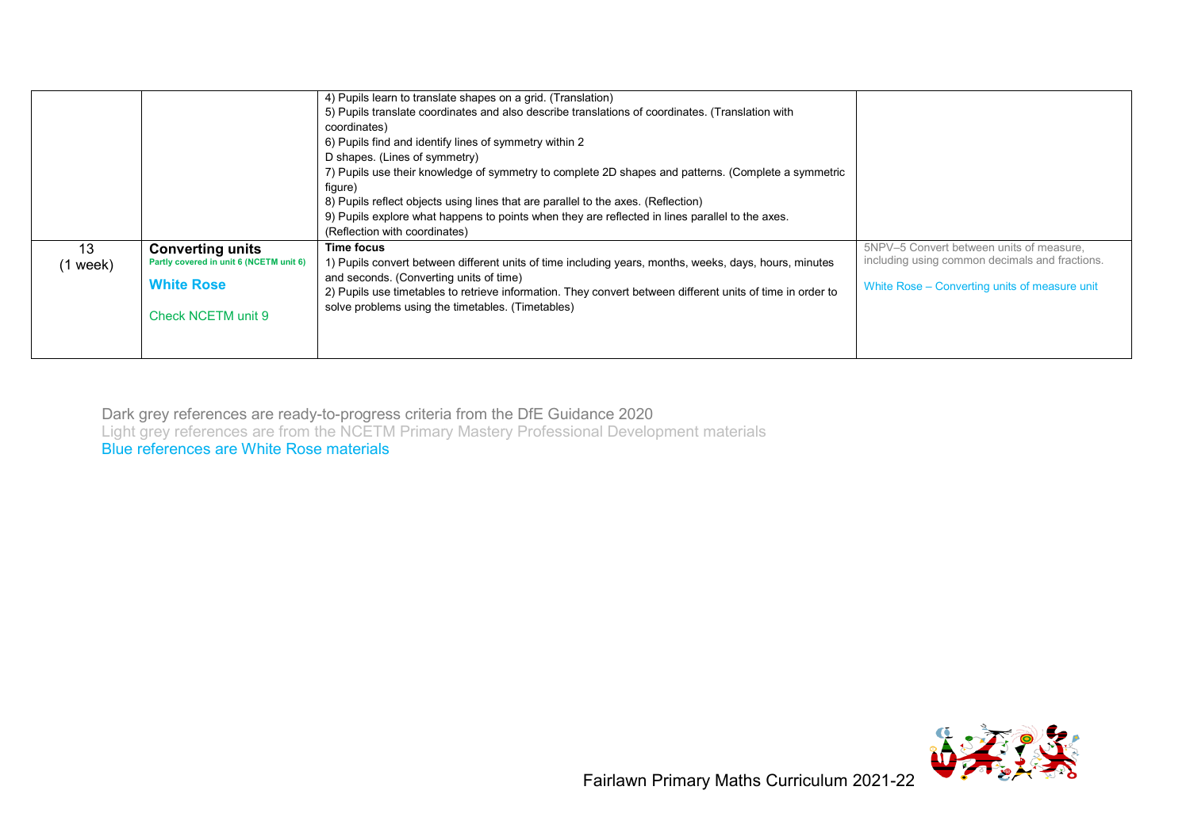| | | | |
|---|---|---|---|
| | | 4) Pupils learn to translate shapes on a grid. (Translation)<br>5) Pupils translate coordinates and also describe translations of coordinates. (Translation with coordinates)<br>6) Pupils find and identify lines of symmetry within 2 D shapes. (Lines of symmetry)<br>7) Pupils use their knowledge of symmetry to complete 2D shapes and patterns. (Complete a symmetric figure)<br>8) Pupils reflect objects using lines that are parallel to the axes. (Reflection)<br>9) Pupils explore what happens to points when they are reflected in lines parallel to the axes. (Reflection with coordinates) | |
| 13 (1 week) | **Converting units**<br>**Partly covered in unit 6 (NCETM unit 6)**<br>**White Rose**<br>Check NCETM unit 9 | **Time focus**<br>1) Pupils convert between different units of time including years, months, weeks, days, hours, minutes and seconds. (Converting units of time)<br>2) Pupils use timetables to retrieve information. They convert between different units of time in order to solve problems using the timetables. (Timetables) | 5NPV–5 Convert between units of measure, including using common decimals and fractions.<br>White Rose – Converting units of measure unit |

Dark grey references are ready-to-progress criteria from the DfE Guidance 2020
Light grey references are from the NCETM Primary Mastery Professional Development materials
Blue references are White Rose materials